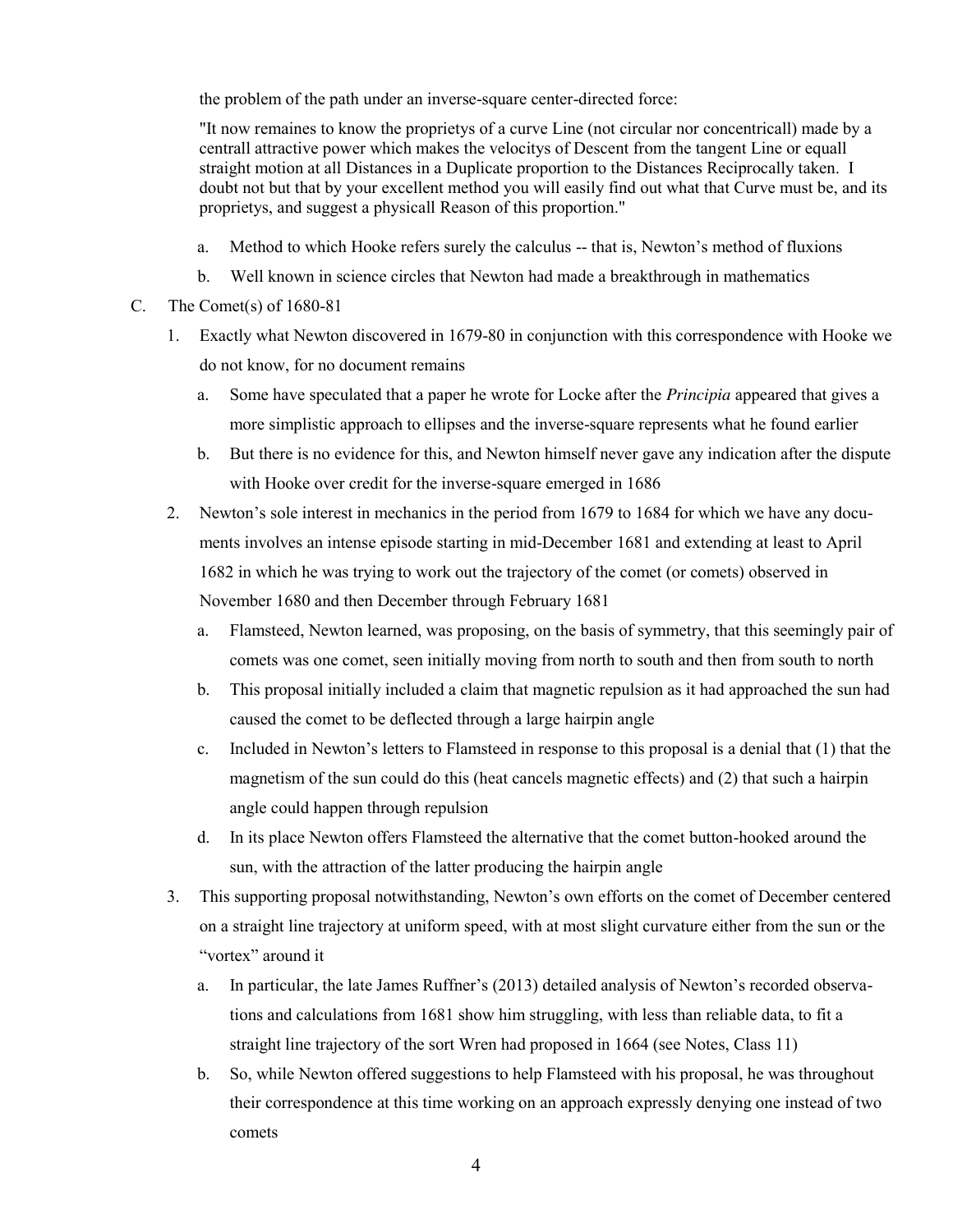the problem of the path under an inverse-square center-directed force:

"It now remaines to know the proprietys of a curve Line (not circular nor concentricall) made by a centrall attractive power which makes the velocitys of Descent from the tangent Line or equall straight motion at all Distances in a Duplicate proportion to the Distances Reciprocally taken. I doubt not but that by your excellent method you will easily find out what that Curve must be, and its proprietys, and suggest a physicall Reason of this proportion."

a. Method to which Hooke refers surely the calculus -- that is, Newton's method of fluxions

b. Well known in science circles that Newton had made a breakthrough in mathematics

C. The Comet(s) of 1680-81

1. Exactly what Newton discovered in 1679-80 in conjunction with this correspondence with Hooke we do not know, for no document remains

   a. Some have speculated that a paper he wrote for Locke after the *Principia* appeared that gives a more simplistic approach to ellipses and the inverse-square represents what he found earlier

   b. But there is no evidence for this, and Newton himself never gave any indication after the dispute with Hooke over credit for the inverse-square emerged in 1686

2. Newton's sole interest in mechanics in the period from 1679 to 1684 for which we have any documents involves an intense episode starting in mid-December 1681 and extending at least to April 1682 in which he was trying to work out the trajectory of the comet (or comets) observed in November 1680 and then December through February 1681

   a. Flamsteed, Newton learned, was proposing, on the basis of symmetry, that this seemingly pair of comets was one comet, seen initially moving from north to south and then from south to north

   b. This proposal initially included a claim that magnetic repulsion as it had approached the sun had caused the comet to be deflected through a large hairpin angle

   c. Included in Newton's letters to Flamsteed in response to this proposal is a denial that (1) that the magnetism of the sun could do this (heat cancels magnetic effects) and (2) that such a hairpin angle could happen through repulsion

   d. In its place Newton offers Flamsteed the alternative that the comet button-hooked around the sun, with the attraction of the latter producing the hairpin angle

3. This supporting proposal notwithstanding, Newton's own efforts on the comet of December centered on a straight line trajectory at uniform speed, with at most slight curvature either from the sun or the "vortex" around it

   a. In particular, the late James Ruffner's (2013) detailed analysis of Newton's recorded observations and calculations from 1681 show him struggling, with less than reliable data, to fit a straight line trajectory of the sort Wren had proposed in 1664 (see Notes, Class 11)

   b. So, while Newton offered suggestions to help Flamsteed with his proposal, he was throughout their correspondence at this time working on an approach expressly denying one instead of two comets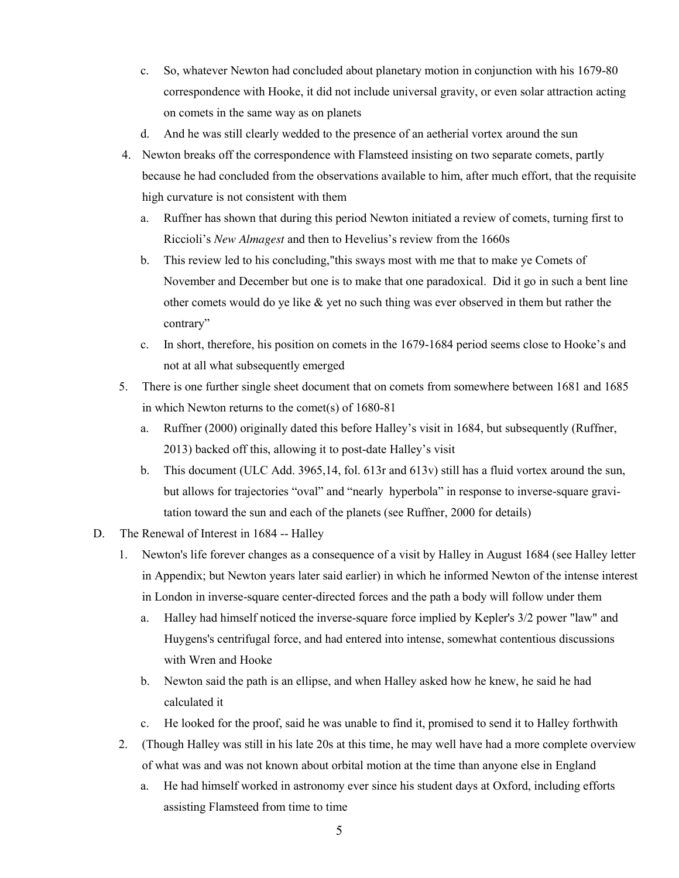c. So, whatever Newton had concluded about planetary motion in conjunction with his 1679-80 correspondence with Hooke, it did not include universal gravity, or even solar attraction acting on comets in the same way as on planets

d. And he was still clearly wedded to the presence of an aetherial vortex around the sun

4. Newton breaks off the correspondence with Flamsteed insisting on two separate comets, partly because he had concluded from the observations available to him, after much effort, that the requisite high curvature is not consistent with them

   a. Ruffner has shown that during this period Newton initiated a review of comets, turning first to Riccioli's *New Almagest* and then to Hevelius's review from the 1660s

   b. This review led to his concluding,"this sways most with me that to make ye Comets of November and December but one is to make that one paradoxical. Did it go in such a bent line other comets would do ye like & yet no such thing was ever observed in them but rather the contrary"

   c. In short, therefore, his position on comets in the 1679-1684 period seems close to Hooke's and not at all what subsequently emerged

5. There is one further single sheet document that on comets from somewhere between 1681 and 1685 in which Newton returns to the comet(s) of 1680-81

   a. Ruffner (2000) originally dated this before Halley's visit in 1684, but subsequently (Ruffner, 2013) backed off this, allowing it to post-date Halley's visit

   b. This document (ULC Add. 3965,14, fol. 613r and 613v) still has a fluid vortex around the sun, but allows for trajectories "oval" and "nearly hyperbola" in response to inverse-square gravitation toward the sun and each of the planets (see Ruffner, 2000 for details)

D. The Renewal of Interest in 1684 -- Halley

1. Newton's life forever changes as a consequence of a visit by Halley in August 1684 (see Halley letter in Appendix; but Newton years later said earlier) in which he informed Newton of the intense interest in London in inverse-square center-directed forces and the path a body will follow under them

   a. Halley had himself noticed the inverse-square force implied by Kepler's 3/2 power "law" and Huygens's centrifugal force, and had entered into intense, somewhat contentious discussions with Wren and Hooke

   b. Newton said the path is an ellipse, and when Halley asked how he knew, he said he had calculated it

   c. He looked for the proof, said he was unable to find it, promised to send it to Halley forthwith

2. (Though Halley was still in his late 20s at this time, he may well have had a more complete overview of what was and was not known about orbital motion at the time than anyone else in England

   a. He had himself worked in astronomy ever since his student days at Oxford, including efforts assisting Flamsteed from time to time